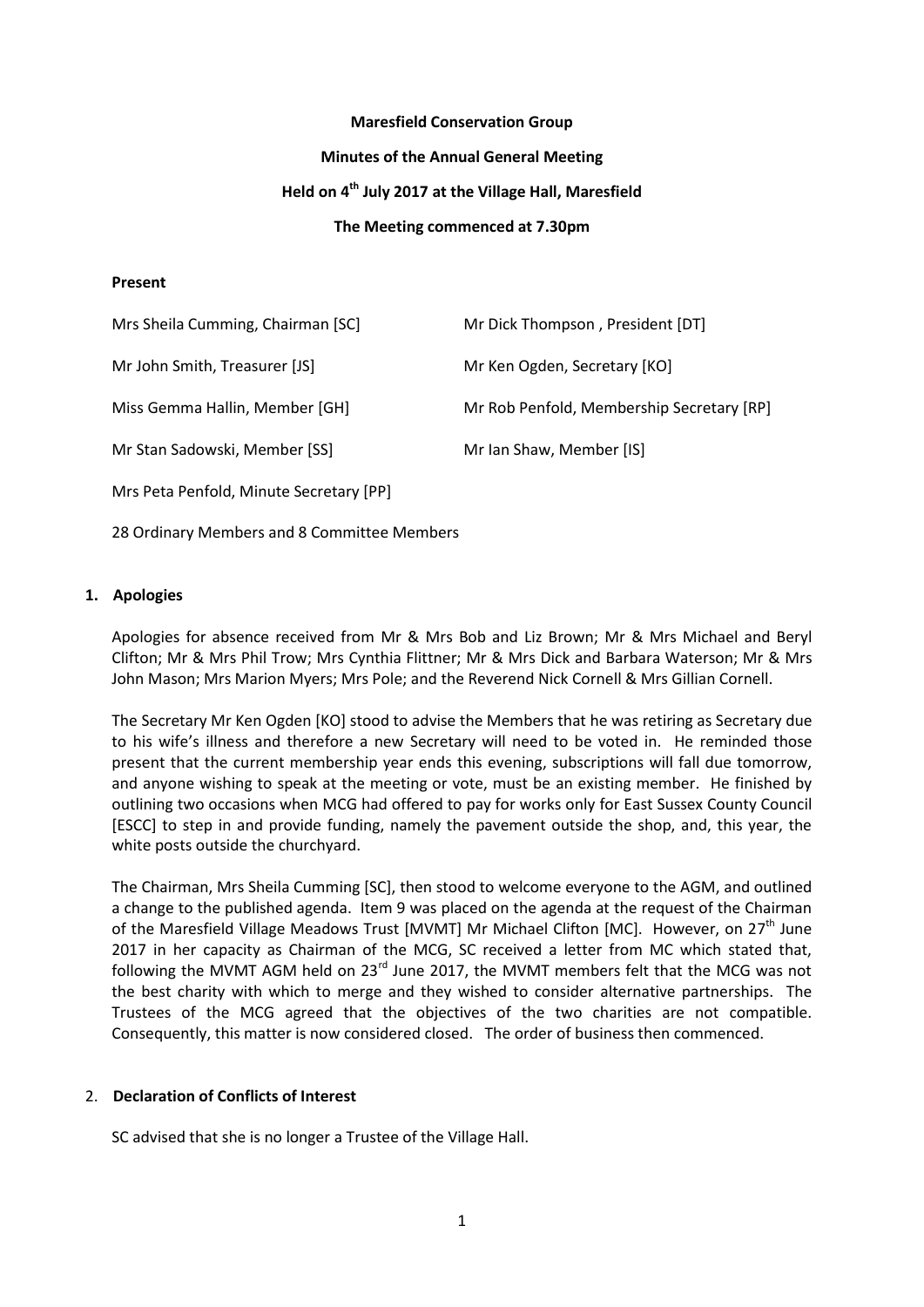**Maresfield Conservation Group**

**Minutes of the Annual General Meeting**

**Held on 4th July 2017 at the Village Hall, Maresfield**

**The Meeting commenced at 7.30pm**

**Present**

| | |
|---|---|
| Mrs Sheila Cumming, Chairman [SC] | Mr Dick Thompson , President [DT] |
| Mr John Smith, Treasurer [JS] | Mr Ken Ogden, Secretary [KO] |
| Miss Gemma Hallin, Member [GH] | Mr Rob Penfold, Membership Secretary [RP] |
| Mr Stan Sadowski, Member [SS] | Mr Ian Shaw, Member [IS] |
| Mrs Peta Penfold, Minute Secretary [PP] | |

28 Ordinary Members and 8 Committee Members

## 1. Apologies

Apologies for absence received from Mr & Mrs Bob and Liz Brown; Mr & Mrs Michael and Beryl Clifton; Mr & Mrs Phil Trow; Mrs Cynthia Flittner; Mr & Mrs Dick and Barbara Waterson; Mr & Mrs John Mason; Mrs Marion Myers; Mrs Pole; and the Reverend Nick Cornell & Mrs Gillian Cornell.

The Secretary Mr Ken Ogden [KO] stood to advise the Members that he was retiring as Secretary due to his wife's illness and therefore a new Secretary will need to be voted in. He reminded those present that the current membership year ends this evening, subscriptions will fall due tomorrow, and anyone wishing to speak at the meeting or vote, must be an existing member. He finished by outlining two occasions when MCG had offered to pay for works only for East Sussex County Council [ESCC] to step in and provide funding, namely the pavement outside the shop, and, this year, the white posts outside the churchyard.

The Chairman, Mrs Sheila Cumming [SC], then stood to welcome everyone to the AGM, and outlined a change to the published agenda. Item 9 was placed on the agenda at the request of the Chairman of the Maresfield Village Meadows Trust [MVMT] Mr Michael Clifton [MC]. However, on 27th June 2017 in her capacity as Chairman of the MCG, SC received a letter from MC which stated that, following the MVMT AGM held on 23rd June 2017, the MVMT members felt that the MCG was not the best charity with which to merge and they wished to consider alternative partnerships. The Trustees of the MCG agreed that the objectives of the two charities are not compatible. Consequently, this matter is now considered closed. The order of business then commenced.

## 2. Declaration of Conflicts of Interest

SC advised that she is no longer a Trustee of the Village Hall.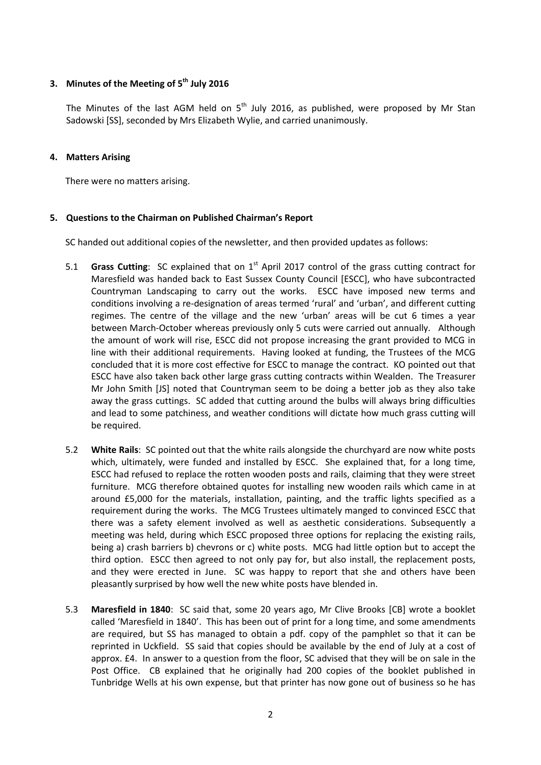## 3. Minutes of the Meeting of 5th July 2016

The Minutes of the last AGM held on 5th July 2016, as published, were proposed by Mr Stan Sadowski [SS], seconded by Mrs Elizabeth Wylie, and carried unanimously.

## 4. Matters Arising

There were no matters arising.

## 5. Questions to the Chairman on Published Chairman's Report

SC handed out additional copies of the newsletter, and then provided updates as follows:

5.1 **Grass Cutting**: SC explained that on 1st April 2017 control of the grass cutting contract for Maresfield was handed back to East Sussex County Council [ESCC], who have subcontracted Countryman Landscaping to carry out the works. ESCC have imposed new terms and conditions involving a re-designation of areas termed 'rural' and 'urban', and different cutting regimes. The centre of the village and the new 'urban' areas will be cut 6 times a year between March-October whereas previously only 5 cuts were carried out annually. Although the amount of work will rise, ESCC did not propose increasing the grant provided to MCG in line with their additional requirements. Having looked at funding, the Trustees of the MCG concluded that it is more cost effective for ESCC to manage the contract. KO pointed out that ESCC have also taken back other large grass cutting contracts within Wealden. The Treasurer Mr John Smith [JS] noted that Countryman seem to be doing a better job as they also take away the grass cuttings. SC added that cutting around the bulbs will always bring difficulties and lead to some patchiness, and weather conditions will dictate how much grass cutting will be required.

5.2 **White Rails**: SC pointed out that the white rails alongside the churchyard are now white posts which, ultimately, were funded and installed by ESCC. She explained that, for a long time, ESCC had refused to replace the rotten wooden posts and rails, claiming that they were street furniture. MCG therefore obtained quotes for installing new wooden rails which came in at around £5,000 for the materials, installation, painting, and the traffic lights specified as a requirement during the works. The MCG Trustees ultimately manged to convinced ESCC that there was a safety element involved as well as aesthetic considerations. Subsequently a meeting was held, during which ESCC proposed three options for replacing the existing rails, being a) crash barriers b) chevrons or c) white posts. MCG had little option but to accept the third option. ESCC then agreed to not only pay for, but also install, the replacement posts, and they were erected in June. SC was happy to report that she and others have been pleasantly surprised by how well the new white posts have blended in.

5.3 **Maresfield in 1840**: SC said that, some 20 years ago, Mr Clive Brooks [CB] wrote a booklet called 'Maresfield in 1840'. This has been out of print for a long time, and some amendments are required, but SS has managed to obtain a pdf. copy of the pamphlet so that it can be reprinted in Uckfield. SS said that copies should be available by the end of July at a cost of approx. £4. In answer to a question from the floor, SC advised that they will be on sale in the Post Office. CB explained that he originally had 200 copies of the booklet published in Tunbridge Wells at his own expense, but that printer has now gone out of business so he has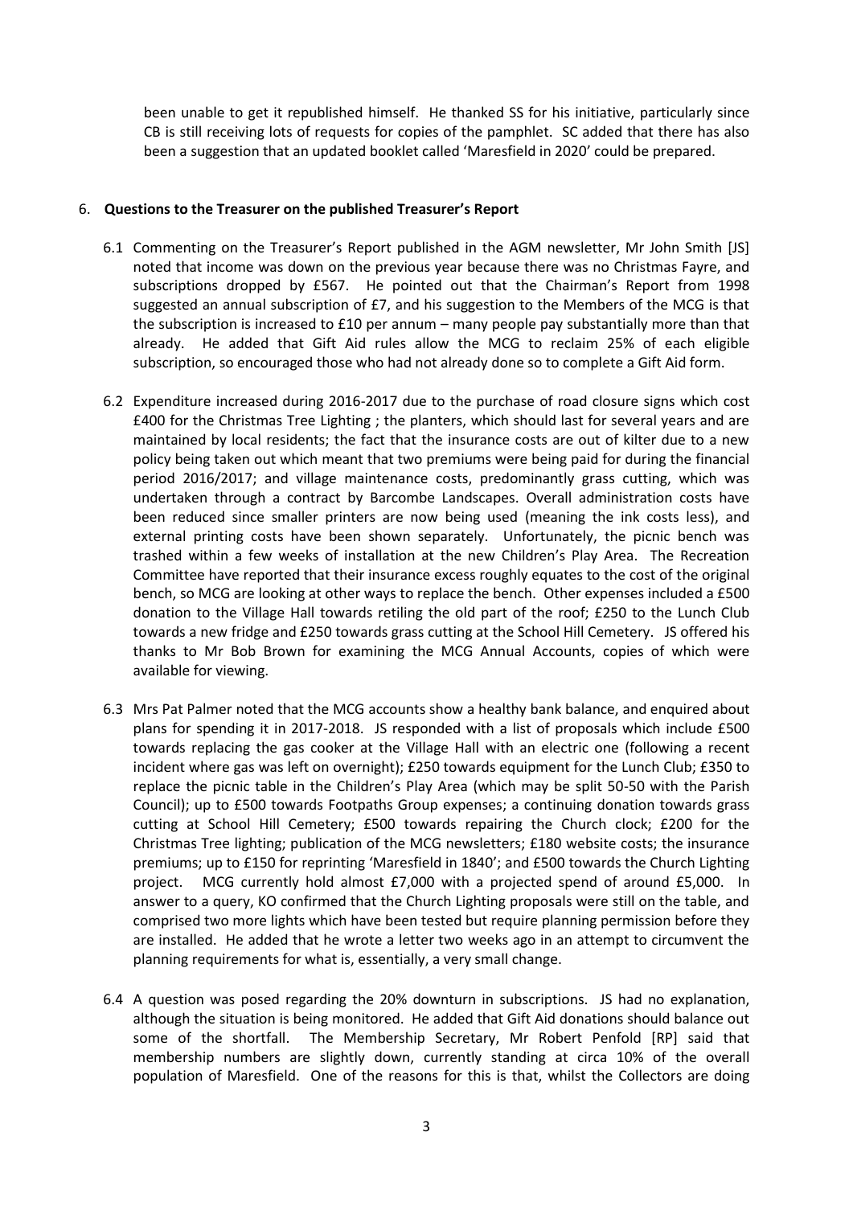been unable to get it republished himself. He thanked SS for his initiative, particularly since CB is still receiving lots of requests for copies of the pamphlet. SC added that there has also been a suggestion that an updated booklet called 'Maresfield in 2020' could be prepared.

6. **Questions to the Treasurer on the published Treasurer's Report**

6.1 Commenting on the Treasurer's Report published in the AGM newsletter, Mr John Smith [JS] noted that income was down on the previous year because there was no Christmas Fayre, and subscriptions dropped by £567. He pointed out that the Chairman's Report from 1998 suggested an annual subscription of £7, and his suggestion to the Members of the MCG is that the subscription is increased to £10 per annum – many people pay substantially more than that already. He added that Gift Aid rules allow the MCG to reclaim 25% of each eligible subscription, so encouraged those who had not already done so to complete a Gift Aid form.

6.2 Expenditure increased during 2016-2017 due to the purchase of road closure signs which cost £400 for the Christmas Tree Lighting ; the planters, which should last for several years and are maintained by local residents; the fact that the insurance costs are out of kilter due to a new policy being taken out which meant that two premiums were being paid for during the financial period 2016/2017; and village maintenance costs, predominantly grass cutting, which was undertaken through a contract by Barcombe Landscapes. Overall administration costs have been reduced since smaller printers are now being used (meaning the ink costs less), and external printing costs have been shown separately. Unfortunately, the picnic bench was trashed within a few weeks of installation at the new Children's Play Area. The Recreation Committee have reported that their insurance excess roughly equates to the cost of the original bench, so MCG are looking at other ways to replace the bench. Other expenses included a £500 donation to the Village Hall towards retiling the old part of the roof; £250 to the Lunch Club towards a new fridge and £250 towards grass cutting at the School Hill Cemetery. JS offered his thanks to Mr Bob Brown for examining the MCG Annual Accounts, copies of which were available for viewing.

6.3 Mrs Pat Palmer noted that the MCG accounts show a healthy bank balance, and enquired about plans for spending it in 2017-2018. JS responded with a list of proposals which include £500 towards replacing the gas cooker at the Village Hall with an electric one (following a recent incident where gas was left on overnight); £250 towards equipment for the Lunch Club; £350 to replace the picnic table in the Children's Play Area (which may be split 50-50 with the Parish Council); up to £500 towards Footpaths Group expenses; a continuing donation towards grass cutting at School Hill Cemetery; £500 towards repairing the Church clock; £200 for the Christmas Tree lighting; publication of the MCG newsletters; £180 website costs; the insurance premiums; up to £150 for reprinting 'Maresfield in 1840'; and £500 towards the Church Lighting project. MCG currently hold almost £7,000 with a projected spend of around £5,000. In answer to a query, KO confirmed that the Church Lighting proposals were still on the table, and comprised two more lights which have been tested but require planning permission before they are installed. He added that he wrote a letter two weeks ago in an attempt to circumvent the planning requirements for what is, essentially, a very small change.

6.4 A question was posed regarding the 20% downturn in subscriptions. JS had no explanation, although the situation is being monitored. He added that Gift Aid donations should balance out some of the shortfall. The Membership Secretary, Mr Robert Penfold [RP] said that membership numbers are slightly down, currently standing at circa 10% of the overall population of Maresfield. One of the reasons for this is that, whilst the Collectors are doing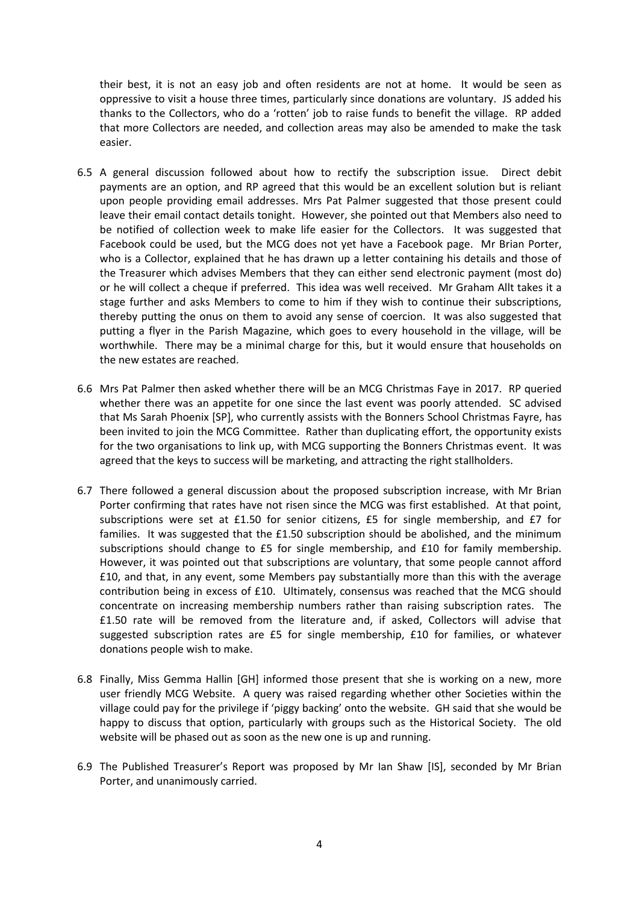their best, it is not an easy job and often residents are not at home. It would be seen as oppressive to visit a house three times, particularly since donations are voluntary. JS added his thanks to the Collectors, who do a 'rotten' job to raise funds to benefit the village. RP added that more Collectors are needed, and collection areas may also be amended to make the task easier.

6.5 A general discussion followed about how to rectify the subscription issue. Direct debit payments are an option, and RP agreed that this would be an excellent solution but is reliant upon people providing email addresses. Mrs Pat Palmer suggested that those present could leave their email contact details tonight. However, she pointed out that Members also need to be notified of collection week to make life easier for the Collectors. It was suggested that Facebook could be used, but the MCG does not yet have a Facebook page. Mr Brian Porter, who is a Collector, explained that he has drawn up a letter containing his details and those of the Treasurer which advises Members that they can either send electronic payment (most do) or he will collect a cheque if preferred. This idea was well received. Mr Graham Allt takes it a stage further and asks Members to come to him if they wish to continue their subscriptions, thereby putting the onus on them to avoid any sense of coercion. It was also suggested that putting a flyer in the Parish Magazine, which goes to every household in the village, will be worthwhile. There may be a minimal charge for this, but it would ensure that households on the new estates are reached.

6.6 Mrs Pat Palmer then asked whether there will be an MCG Christmas Faye in 2017. RP queried whether there was an appetite for one since the last event was poorly attended. SC advised that Ms Sarah Phoenix [SP], who currently assists with the Bonners School Christmas Fayre, has been invited to join the MCG Committee. Rather than duplicating effort, the opportunity exists for the two organisations to link up, with MCG supporting the Bonners Christmas event. It was agreed that the keys to success will be marketing, and attracting the right stallholders.

6.7 There followed a general discussion about the proposed subscription increase, with Mr Brian Porter confirming that rates have not risen since the MCG was first established. At that point, subscriptions were set at £1.50 for senior citizens, £5 for single membership, and £7 for families. It was suggested that the £1.50 subscription should be abolished, and the minimum subscriptions should change to £5 for single membership, and £10 for family membership. However, it was pointed out that subscriptions are voluntary, that some people cannot afford £10, and that, in any event, some Members pay substantially more than this with the average contribution being in excess of £10. Ultimately, consensus was reached that the MCG should concentrate on increasing membership numbers rather than raising subscription rates. The £1.50 rate will be removed from the literature and, if asked, Collectors will advise that suggested subscription rates are £5 for single membership, £10 for families, or whatever donations people wish to make.

6.8 Finally, Miss Gemma Hallin [GH] informed those present that she is working on a new, more user friendly MCG Website. A query was raised regarding whether other Societies within the village could pay for the privilege if 'piggy backing' onto the website. GH said that she would be happy to discuss that option, particularly with groups such as the Historical Society. The old website will be phased out as soon as the new one is up and running.

6.9 The Published Treasurer's Report was proposed by Mr Ian Shaw [IS], seconded by Mr Brian Porter, and unanimously carried.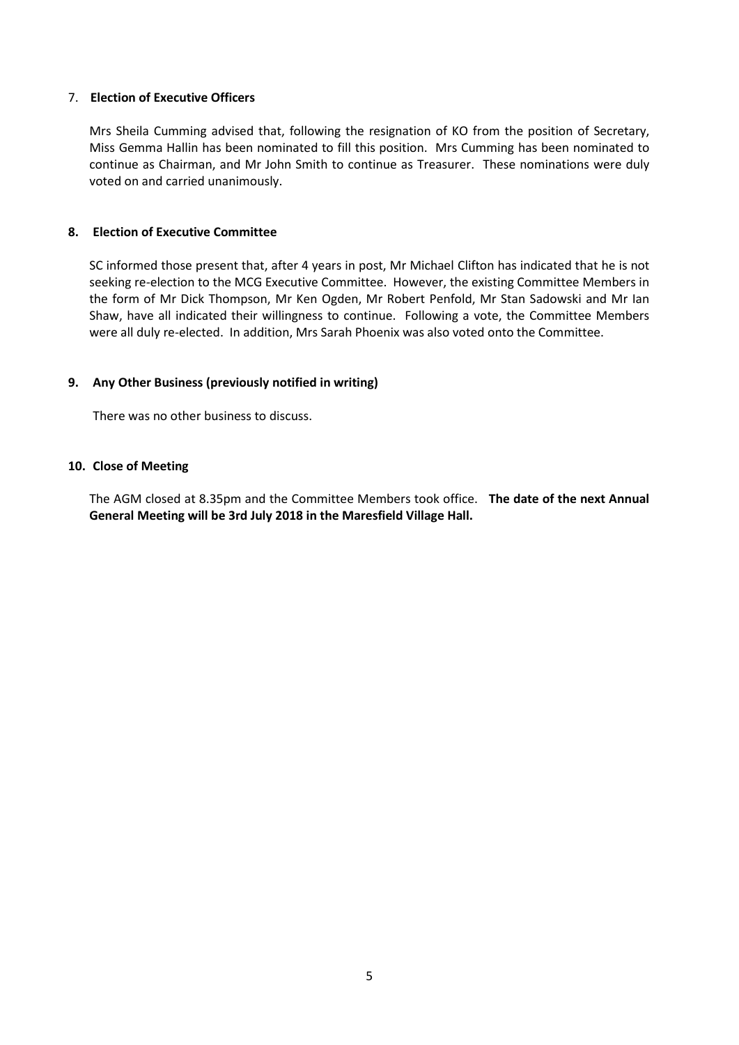7. **Election of Executive Officers**

Mrs Sheila Cumming advised that, following the resignation of KO from the position of Secretary, Miss Gemma Hallin has been nominated to fill this position. Mrs Cumming has been nominated to continue as Chairman, and Mr John Smith to continue as Treasurer. These nominations were duly voted on and carried unanimously.

**8. Election of Executive Committee**

SC informed those present that, after 4 years in post, Mr Michael Clifton has indicated that he is not seeking re-election to the MCG Executive Committee. However, the existing Committee Members in the form of Mr Dick Thompson, Mr Ken Ogden, Mr Robert Penfold, Mr Stan Sadowski and Mr Ian Shaw, have all indicated their willingness to continue. Following a vote, the Committee Members were all duly re-elected. In addition, Mrs Sarah Phoenix was also voted onto the Committee.

**9. Any Other Business (previously notified in writing)**

There was no other business to discuss.

**10. Close of Meeting**

The AGM closed at 8.35pm and the Committee Members took office. **The date of the next Annual General Meeting will be 3rd July 2018 in the Maresfield Village Hall.**